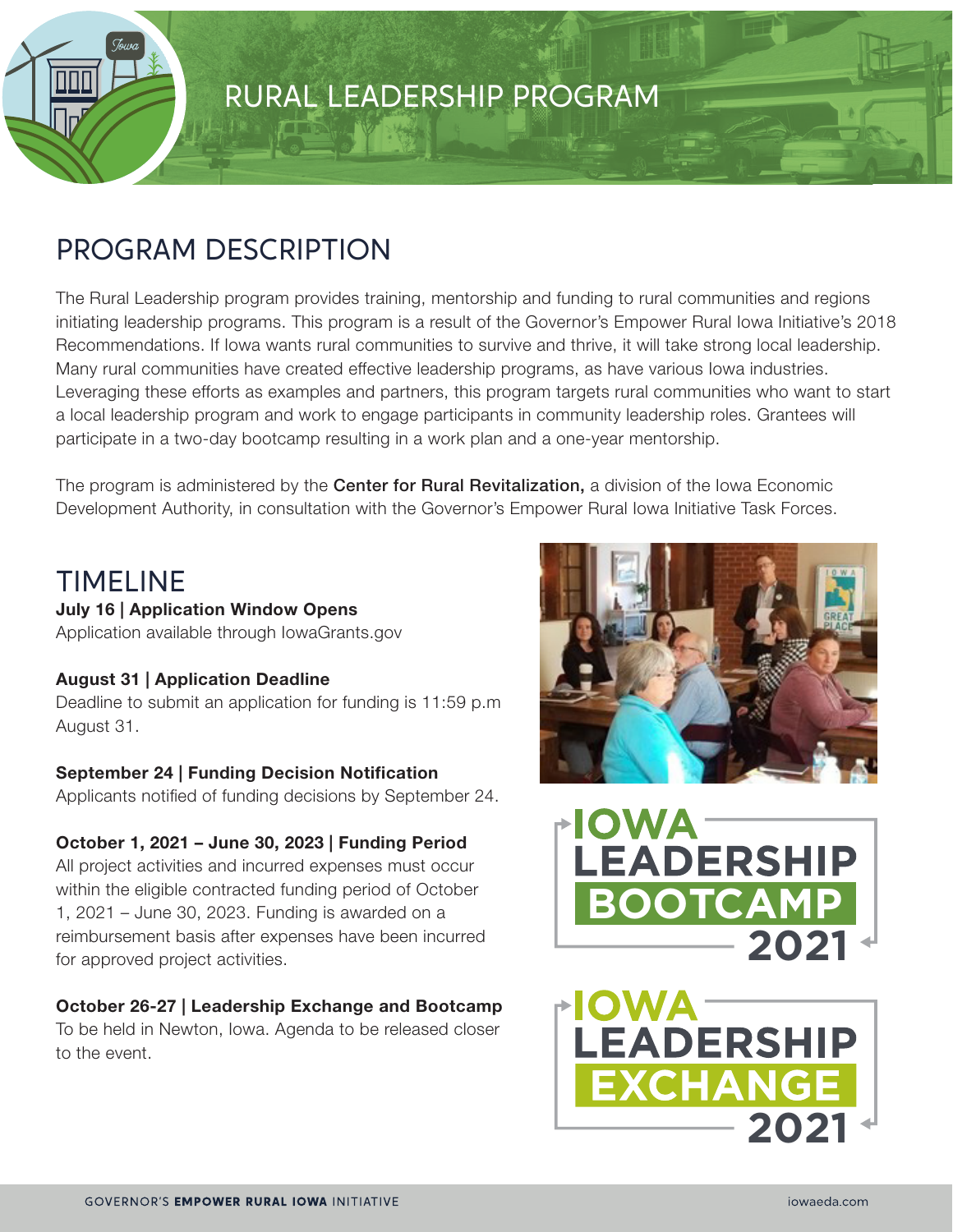# RURAL LEADERSHIP PROGRAM

## PROGRAM DESCRIPTION

The Rural Leadership program provides training, mentorship and funding to rural communities and regions initiating leadership programs. This program is a result of the Governor's Empower Rural Iowa Initiative's 2018 Recommendations. If Iowa wants rural communities to survive and thrive, it will take strong local leadership. Many rural communities have created effective leadership programs, as have various Iowa industries. Leveraging these efforts as examples and partners, this program targets rural communities who want to start a local leadership program and work to engage participants in community leadership roles. Grantees will participate in a two-day bootcamp resulting in a work plan and a one-year mentorship.

The program is administered by the **Center for Rural Revitalization,** a division of the Iowa Economic Development Authority, in consultation with the Governor's Empower Rural Iowa Initiative Task Forces.

## TIMELINE

**July 16 | Application Window Opens**
Application available through IowaGrants.gov

**August 31 | Application Deadline**
Deadline to submit an application for funding is 11:59 p.m August 31.

**September 24 | Funding Decision Notification**
Applicants notified of funding decisions by September 24.

**October 1, 2021 – June 30, 2023 | Funding Period**
All project activities and incurred expenses must occur within the eligible contracted funding period of October 1, 2021 – June 30, 2023. Funding is awarded on a reimbursement basis after expenses have been incurred for approved project activities.

**October 26-27 | Leadership Exchange and Bootcamp**
To be held in Newton, Iowa. Agenda to be released closer to the event.

IOWA LEADERSHIP BOOTCAMP 2021

IOWA LEADERSHIP EXCHANGE 2021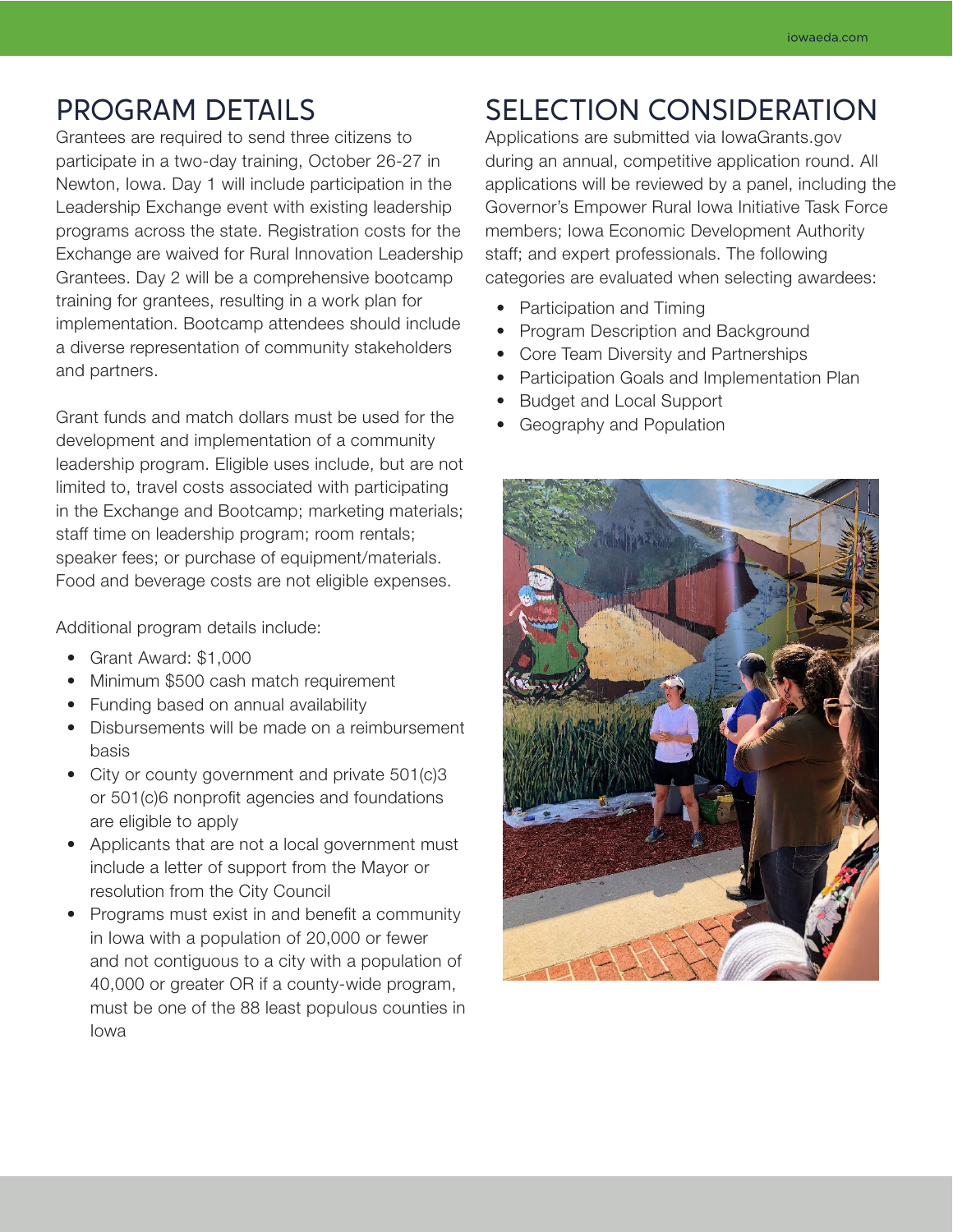## PROGRAM DETAILS

Grantees are required to send three citizens to participate in a two-day training, October 26-27 in Newton, Iowa. Day 1 will include participation in the Leadership Exchange event with existing leadership programs across the state. Registration costs for the Exchange are waived for Rural Innovation Leadership Grantees. Day 2 will be a comprehensive bootcamp training for grantees, resulting in a work plan for implementation. Bootcamp attendees should include a diverse representation of community stakeholders and partners.

Grant funds and match dollars must be used for the development and implementation of a community leadership program. Eligible uses include, but are not limited to, travel costs associated with participating in the Exchange and Bootcamp; marketing materials; staff time on leadership program; room rentals; speaker fees; or purchase of equipment/materials. Food and beverage costs are not eligible expenses.

Additional program details include:

- Grant Award: $1,000
- Minimum $500 cash match requirement
- Funding based on annual availability
- Disbursements will be made on a reimbursement basis
- City or county government and private 501(c)3 or 501(c)6 nonprofit agencies and foundations are eligible to apply
- Applicants that are not a local government must include a letter of support from the Mayor or resolution from the City Council
- Programs must exist in and benefit a community in Iowa with a population of 20,000 or fewer and not contiguous to a city with a population of 40,000 or greater OR if a county-wide program, must be one of the 88 least populous counties in Iowa

## SELECTION CONSIDERATION

Applications are submitted via IowaGrants.gov during an annual, competitive application round. All applications will be reviewed by a panel, including the Governor's Empower Rural Iowa Initiative Task Force members; Iowa Economic Development Authority staff; and expert professionals. The following categories are evaluated when selecting awardees:

- Participation and Timing
- Program Description and Background
- Core Team Diversity and Partnerships
- Participation Goals and Implementation Plan
- Budget and Local Support
- Geography and Population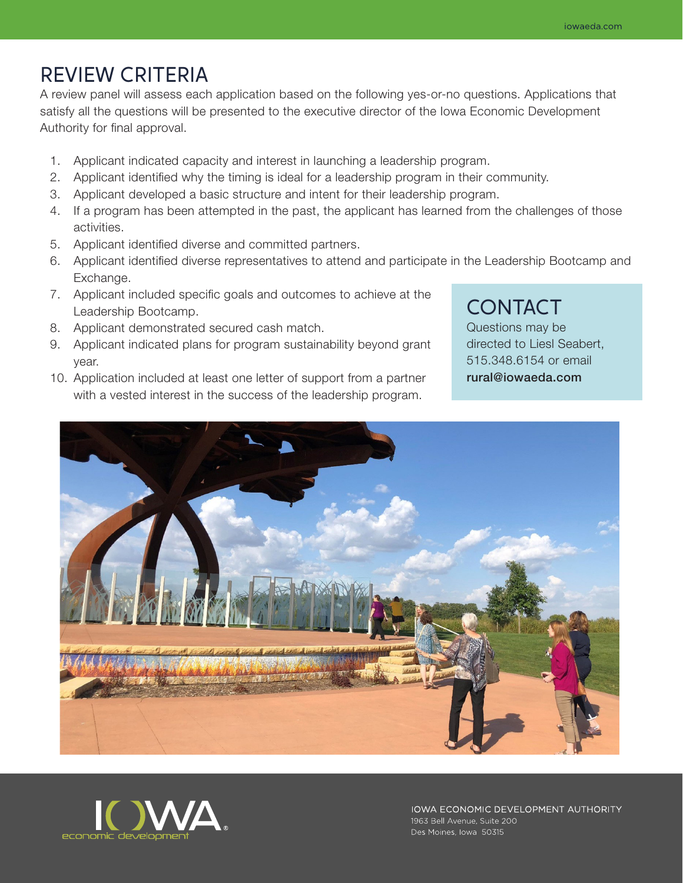# REVIEW CRITERIA

A review panel will assess each application based on the following yes-or-no questions. Applications that satisfy all the questions will be presented to the executive director of the Iowa Economic Development Authority for final approval.

1. Applicant indicated capacity and interest in launching a leadership program.
2. Applicant identified why the timing is ideal for a leadership program in their community.
3. Applicant developed a basic structure and intent for their leadership program.
4. If a program has been attempted in the past, the applicant has learned from the challenges of those activities.
5. Applicant identified diverse and committed partners.
6. Applicant identified diverse representatives to attend and participate in the Leadership Bootcamp and Exchange.
7. Applicant included specific goals and outcomes to achieve at the Leadership Bootcamp.
8. Applicant demonstrated secured cash match.
9. Applicant indicated plans for program sustainability beyond grant year.
10. Application included at least one letter of support from a partner with a vested interest in the success of the leadership program.

## CONTACT

Questions may be directed to Liesl Seabert, 515.348.6154 or email **rural@iowaeda.com**

IOWA ECONOMIC DEVELOPMENT AUTHORITY
1963 Bell Avenue, Suite 200
Des Moines, Iowa 50315